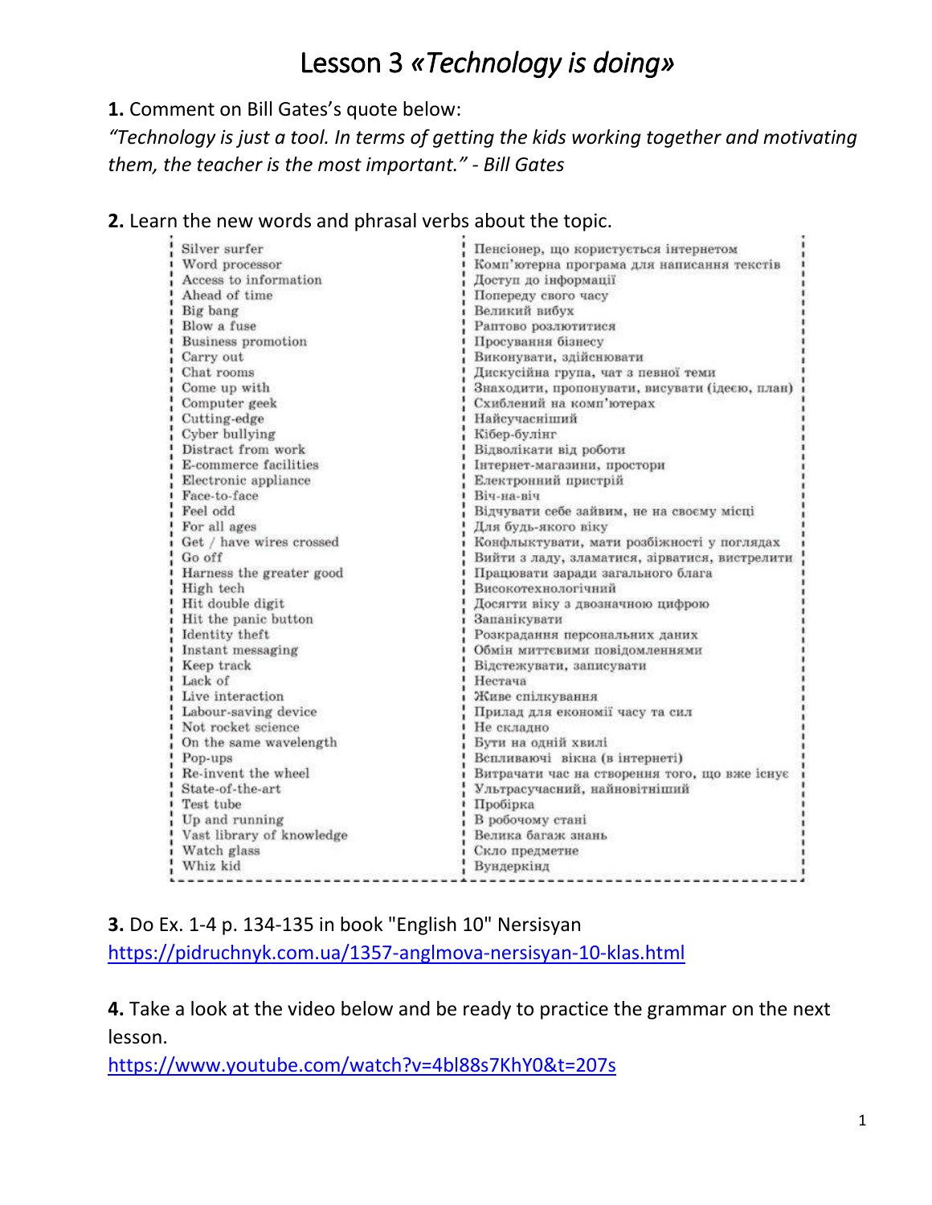# Lesson 3 *«Technology is doing»*

**1.** Comment on Bill Gates's quote below:

*"Technology is just a tool. In terms of getting the kids working together and motivating them, the teacher is the most important." - Bill Gates*

**2.** Learn the new words and phrasal verbs about the topic.

| | |
|---|---|
| Silver surfer | Пенсіонер, що користується інтернетом |
| Word processor | Комп'ютерна програма для написання текстів |
| Access to information | Доступ до інформації |
| Ahead of time | Попереду свого часу |
| Big bang | Великий вибух |
| Blow a fuse | Раптово розлютитися |
| Business promotion | Просування бізнесу |
| Carry out | Виконувати, здійснювати |
| Chat rooms | Дискусійна група, чат з певної теми |
| Come up with | Знаходити, пропонувати, висувати (ідею, план) |
| Computer geek | Схиблений на комп'ютерах |
| Cutting-edge | Найсучасніший |
| Cyber bullying | Кібер-булінг |
| Distract from work | Відволікати від роботи |
| E-commerce facilities | Інтернет-магазини, простори |
| Electronic appliance | Електронний пристрій |
| Face-to-face | Віч-на-віч |
| Feel odd | Відчувати себе зайвим, не на своєму місці |
| For all ages | Для будь-якого віку |
| Get / have wires crossed | Конфліктувати, мати розбіжності у поглядах |
| Go off | Вийти з ладу, зламатися, зірватися, вистрелити |
| Harness the greater good | Працювати заради загального блага |
| High tech | Високотехнологічний |
| Hit double digit | Досягти віку з двозначною цифрою |
| Hit the panic button | Запанікувати |
| Identity theft | Розкрадання персональних даних |
| Instant messaging | Обмін миттєвими повідомленнями |
| Keep track | Відстежувати, записувати |
| Lack of | Нестача |
| Live interaction | Живе спілкування |
| Labour-saving device | Прилад для економії часу та сил |
| Not rocket science | Не складно |
| On the same wavelength | Бути на одній хвилі |
| Pop-ups | Вспливаючі вікна (в інтернеті) |
| Re-invent the wheel | Витрачати час на створення того, що вже існує |
| State-of-the-art | Ультрасучасний, найновітніший |
| Test tube | Пробірка |
| Up and running | В робочому стані |
| Vast library of knowledge | Велика багаж знань |
| Watch glass | Скло предметне |
| Whiz kid | Вундеркінд |

**3.** Do Ex. 1-4 p. 134-135 in book "English 10" Nersisyan
https://pidruchnyk.com.ua/1357-anglmova-nersisyan-10-klas.html

**4.** Take a look at the video below and be ready to practice the grammar on the next lesson.
https://www.youtube.com/watch?v=4bl88s7KhY0&t=207s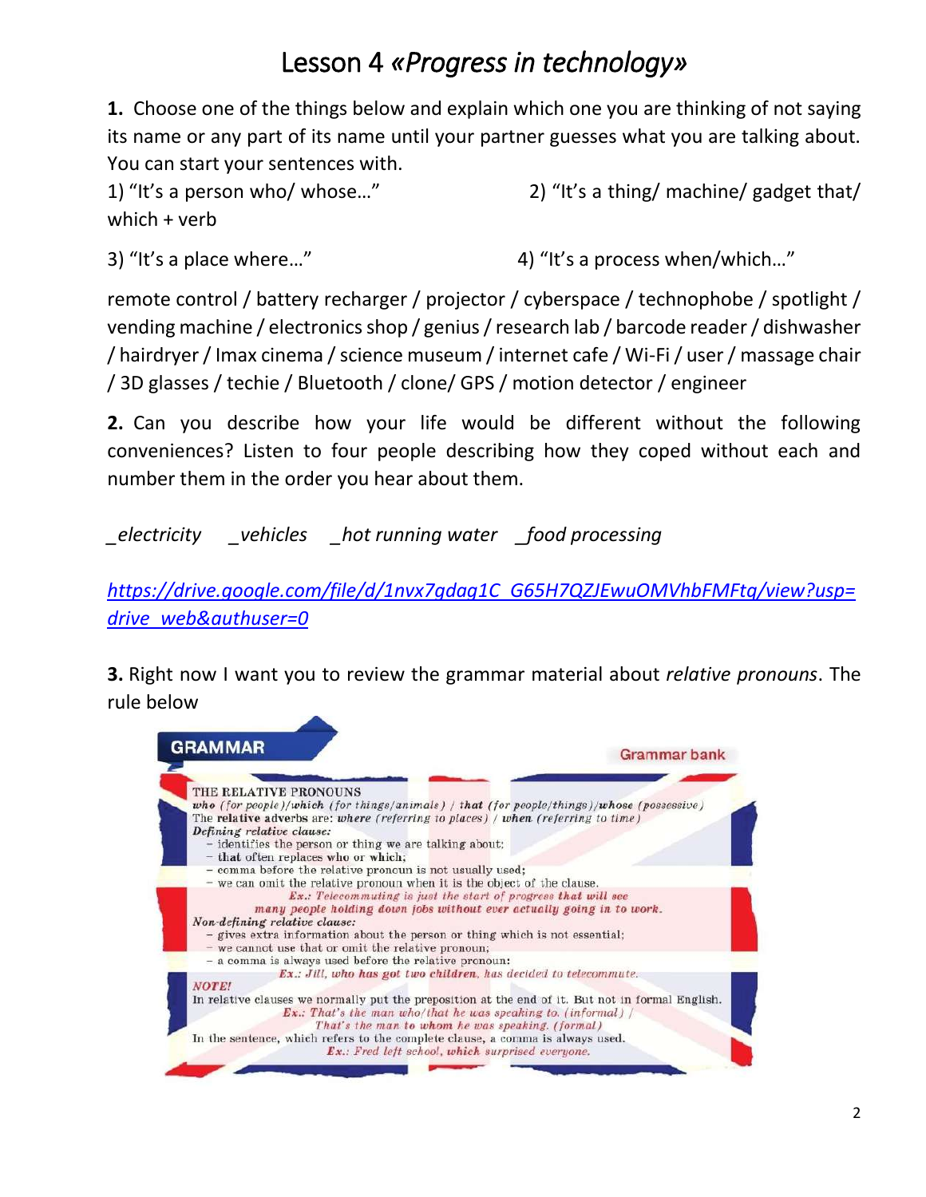# Lesson 4 *«Progress in technology»*

**1.** Choose one of the things below and explain which one you are thinking of not saying its name or any part of its name until your partner guesses what you are talking about. You can start your sentences with.

1) "It's a person who/ whose…"

2) "It's a thing/ machine/ gadget that/ which + verb

3) "It's a place where…"

4) "It's a process when/which…"

remote control / battery recharger / projector / cyberspace / technophobe / spotlight / vending machine / electronics shop / genius / research lab / barcode reader / dishwasher / hairdryer / Imax cinema / science museum / internet cafe / Wi-Fi / user / massage chair / 3D glasses / techie / Bluetooth / clone/ GPS / motion detector / engineer

**2.** Can you describe how your life would be different without the following conveniences? Listen to four people describing how they coped without each and number them in the order you hear about them.

_*electricity* _*vehicles* _*hot running water* _*food processing*

https://drive.google.com/file/d/1nvx7gdag1C_G65H7QZJEwuOMVhbFMFtg/view?usp=drive_web&authuser=0

**3.** Right now I want you to review the grammar material about *relative pronouns*. The rule below

**GRAMMAR** — Grammar bank

THE RELATIVE PRONOUNS

***who*** *(for people)*/***which*** *(for things/animals)* / ***that*** *(for people/things)*/***whose*** *(possessive)*

The **relative adverbs** are: ***where*** *(referring to places)* / ***when*** *(referring to time)*

***Defining** relative clause:*

- identifies the person or thing we are talking about;
- **that** often replaces **who** or **which**;
- comma before the relative pronoun is not usually used;
- we can omit the relative pronoun when it is the object of the clause.

*Ex.: Telecommuting is just the start of progress **that will see many people holding down jobs without ever actually going in to work.***

***Non-defining** relative clause:*

- gives extra information about the person or thing which is not essential;
- we cannot use that or omit the relative pronoun;
- a comma is always used before the relative pronoun:

*Ex.: Jill, **who** has got two children, has decided to telecommute.*

*NOTE!*

In relative clauses we normally put the preposition at the end of it. But not in formal English.

*Ex.: That's the man **who/that** he was speaking **to**. (informal) / That's the man **to whom** he was speaking. (formal)*

In the sentence, which refers to the complete clause, a comma is always used.

*Ex.: Fred left school, **which** surprised everyone.*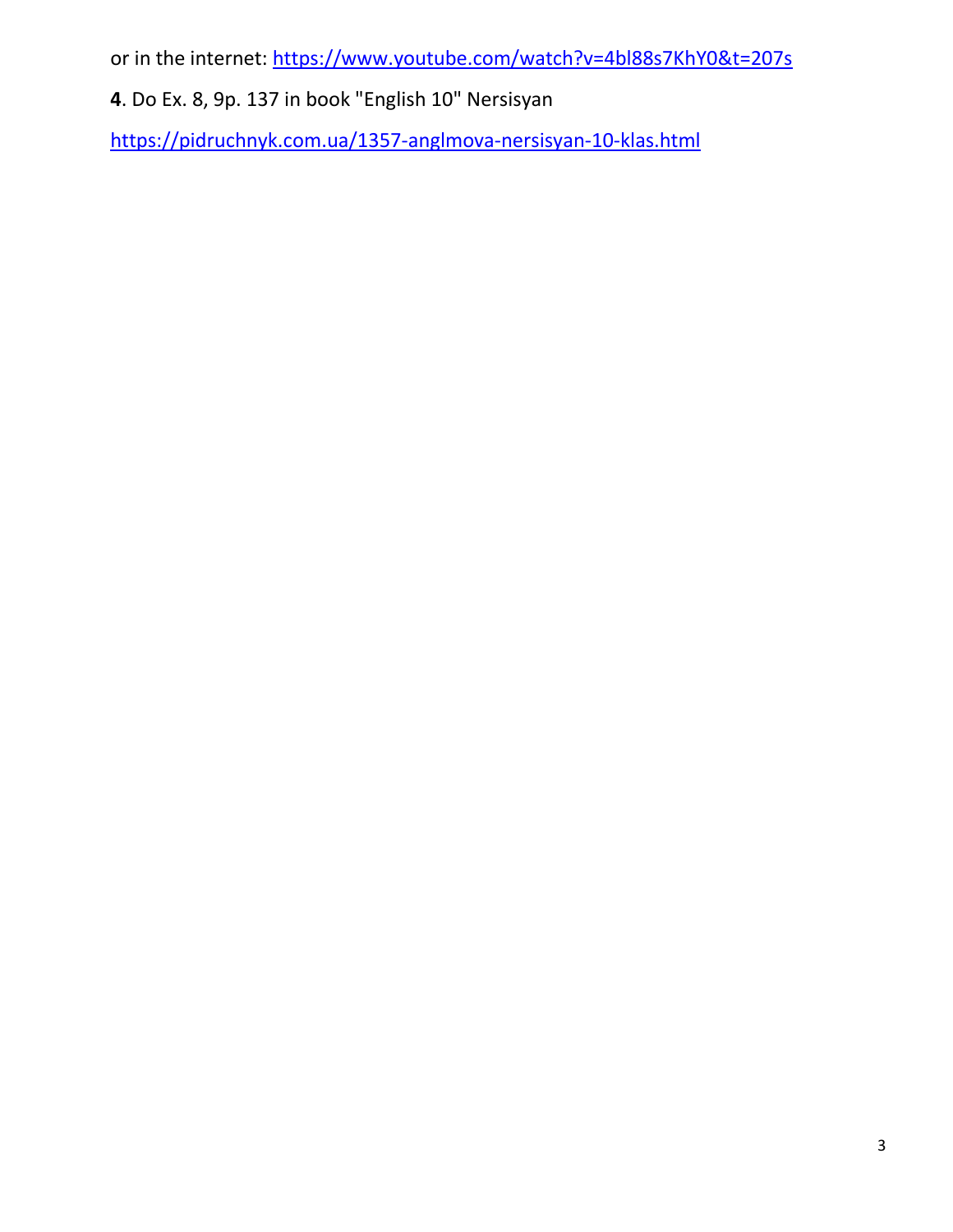or in the internet: https://www.youtube.com/watch?v=4bl88s7KhY0&t=207s

**4**. Do Ex. 8, 9p. 137 in book "English 10" Nersisyan

https://pidruchnyk.com.ua/1357-anglmova-nersisyan-10-klas.html